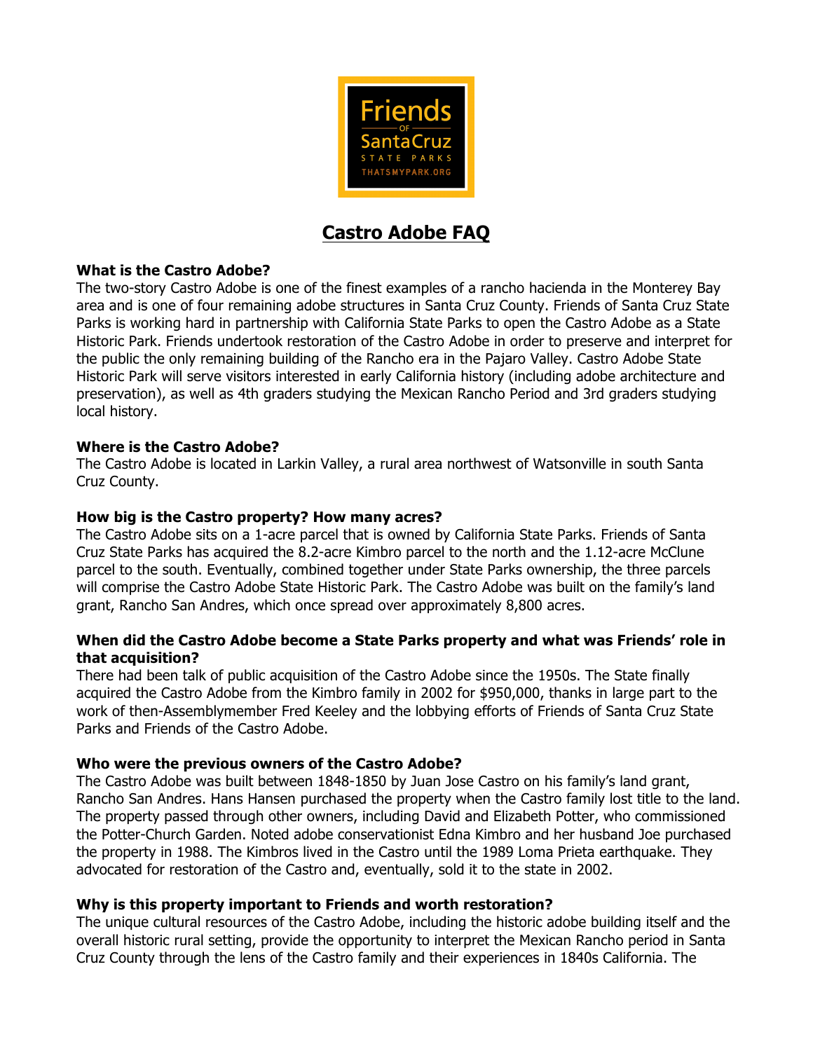Friends of Santa Cruz State Parks
THATSMYPARK.ORG

# Castro Adobe FAQ

**What is the Castro Adobe?**

The two-story Castro Adobe is one of the finest examples of a rancho hacienda in the Monterey Bay area and is one of four remaining adobe structures in Santa Cruz County. Friends of Santa Cruz State Parks is working hard in partnership with California State Parks to open the Castro Adobe as a State Historic Park. Friends undertook restoration of the Castro Adobe in order to preserve and interpret for the public the only remaining building of the Rancho era in the Pajaro Valley. Castro Adobe State Historic Park will serve visitors interested in early California history (including adobe architecture and preservation), as well as 4th graders studying the Mexican Rancho Period and 3rd graders studying local history.

**Where is the Castro Adobe?**

The Castro Adobe is located in Larkin Valley, a rural area northwest of Watsonville in south Santa Cruz County.

**How big is the Castro property? How many acres?**

The Castro Adobe sits on a 1-acre parcel that is owned by California State Parks. Friends of Santa Cruz State Parks has acquired the 8.2-acre Kimbro parcel to the north and the 1.12-acre McClune parcel to the south. Eventually, combined together under State Parks ownership, the three parcels will comprise the Castro Adobe State Historic Park. The Castro Adobe was built on the family's land grant, Rancho San Andres, which once spread over approximately 8,800 acres.

**When did the Castro Adobe become a State Parks property and what was Friends' role in that acquisition?**

There had been talk of public acquisition of the Castro Adobe since the 1950s. The State finally acquired the Castro Adobe from the Kimbro family in 2002 for $950,000, thanks in large part to the work of then-Assemblymember Fred Keeley and the lobbying efforts of Friends of Santa Cruz State Parks and Friends of the Castro Adobe.

**Who were the previous owners of the Castro Adobe?**

The Castro Adobe was built between 1848-1850 by Juan Jose Castro on his family's land grant, Rancho San Andres. Hans Hansen purchased the property when the Castro family lost title to the land. The property passed through other owners, including David and Elizabeth Potter, who commissioned the Potter-Church Garden. Noted adobe conservationist Edna Kimbro and her husband Joe purchased the property in 1988. The Kimbros lived in the Castro until the 1989 Loma Prieta earthquake. They advocated for restoration of the Castro and, eventually, sold it to the state in 2002.

**Why is this property important to Friends and worth restoration?**

The unique cultural resources of the Castro Adobe, including the historic adobe building itself and the overall historic rural setting, provide the opportunity to interpret the Mexican Rancho period in Santa Cruz County through the lens of the Castro family and their experiences in 1840s California. The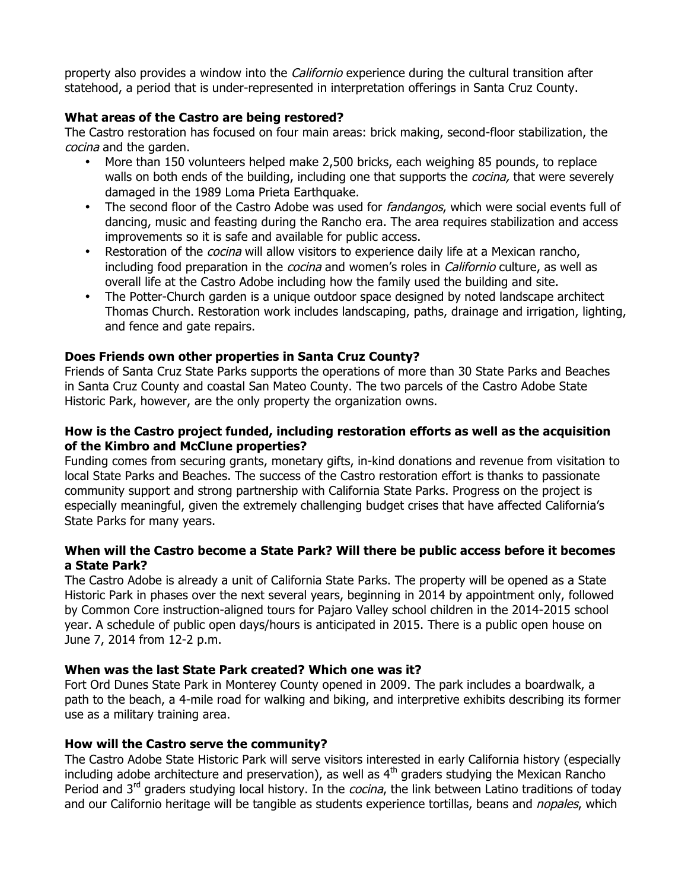property also provides a window into the *Californio* experience during the cultural transition after statehood, a period that is under-represented in interpretation offerings in Santa Cruz County.

**What areas of the Castro are being restored?**

The Castro restoration has focused on four main areas: brick making, second-floor stabilization, the *cocina* and the garden.

- More than 150 volunteers helped make 2,500 bricks, each weighing 85 pounds, to replace walls on both ends of the building, including one that supports the *cocina,* that were severely damaged in the 1989 Loma Prieta Earthquake.
- The second floor of the Castro Adobe was used for *fandangos*, which were social events full of dancing, music and feasting during the Rancho era. The area requires stabilization and access improvements so it is safe and available for public access.
- Restoration of the *cocina* will allow visitors to experience daily life at a Mexican rancho, including food preparation in the *cocina* and women's roles in *Californio* culture, as well as overall life at the Castro Adobe including how the family used the building and site.
- The Potter-Church garden is a unique outdoor space designed by noted landscape architect Thomas Church. Restoration work includes landscaping, paths, drainage and irrigation, lighting, and fence and gate repairs.

**Does Friends own other properties in Santa Cruz County?**

Friends of Santa Cruz State Parks supports the operations of more than 30 State Parks and Beaches in Santa Cruz County and coastal San Mateo County. The two parcels of the Castro Adobe State Historic Park, however, are the only property the organization owns.

**How is the Castro project funded, including restoration efforts as well as the acquisition of the Kimbro and McClune properties?**

Funding comes from securing grants, monetary gifts, in-kind donations and revenue from visitation to local State Parks and Beaches. The success of the Castro restoration effort is thanks to passionate community support and strong partnership with California State Parks. Progress on the project is especially meaningful, given the extremely challenging budget crises that have affected California's State Parks for many years.

**When will the Castro become a State Park? Will there be public access before it becomes a State Park?**

The Castro Adobe is already a unit of California State Parks. The property will be opened as a State Historic Park in phases over the next several years, beginning in 2014 by appointment only, followed by Common Core instruction-aligned tours for Pajaro Valley school children in the 2014-2015 school year. A schedule of public open days/hours is anticipated in 2015. There is a public open house on June 7, 2014 from 12-2 p.m.

**When was the last State Park created? Which one was it?**

Fort Ord Dunes State Park in Monterey County opened in 2009. The park includes a boardwalk, a path to the beach, a 4-mile road for walking and biking, and interpretive exhibits describing its former use as a military training area.

**How will the Castro serve the community?**

The Castro Adobe State Historic Park will serve visitors interested in early California history (especially including adobe architecture and preservation), as well as 4th graders studying the Mexican Rancho Period and 3rd graders studying local history. In the *cocina*, the link between Latino traditions of today and our Californio heritage will be tangible as students experience tortillas, beans and *nopales*, which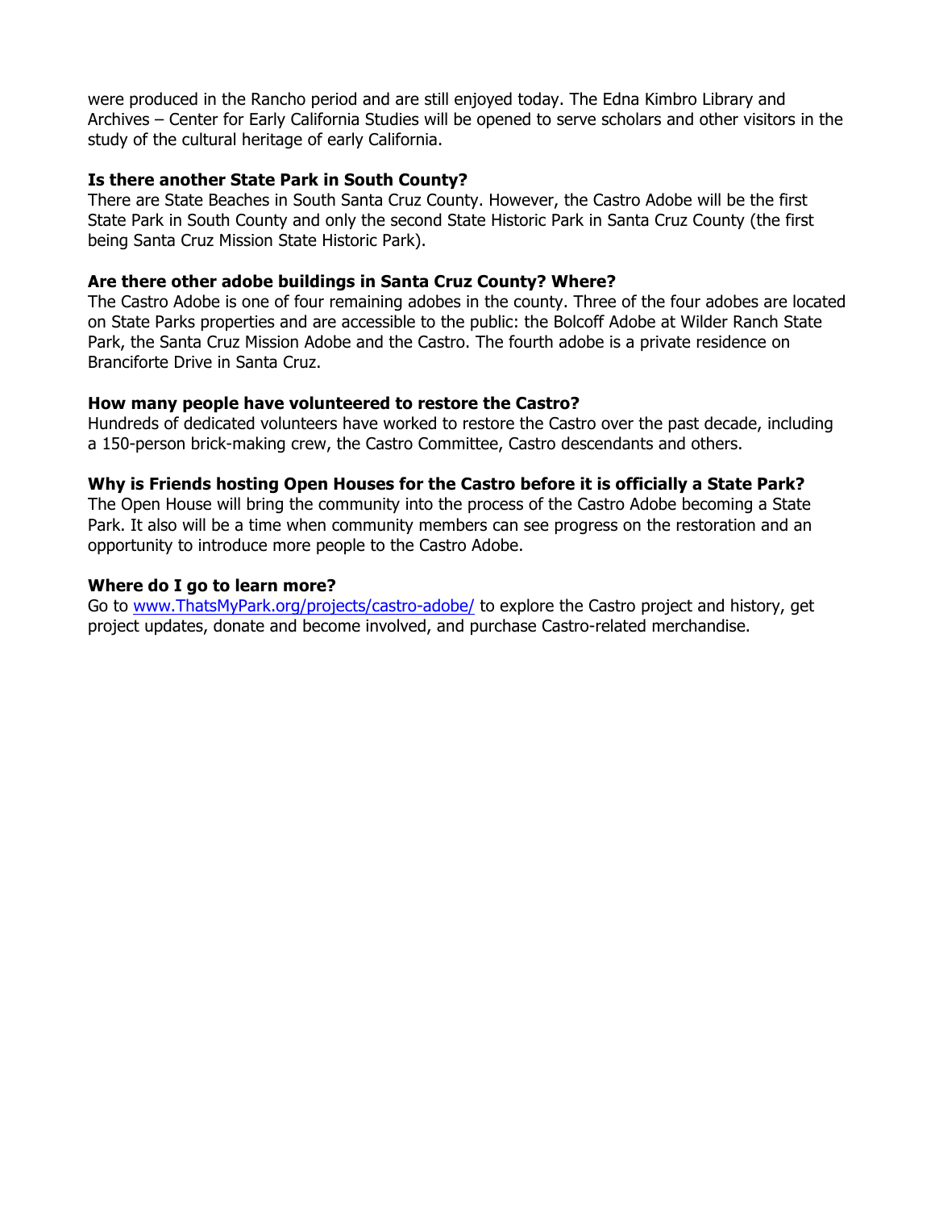were produced in the Rancho period and are still enjoyed today. The Edna Kimbro Library and Archives – Center for Early California Studies will be opened to serve scholars and other visitors in the study of the cultural heritage of early California.

**Is there another State Park in South County?**

There are State Beaches in South Santa Cruz County. However, the Castro Adobe will be the first State Park in South County and only the second State Historic Park in Santa Cruz County (the first being Santa Cruz Mission State Historic Park).

**Are there other adobe buildings in Santa Cruz County? Where?**

The Castro Adobe is one of four remaining adobes in the county. Three of the four adobes are located on State Parks properties and are accessible to the public: the Bolcoff Adobe at Wilder Ranch State Park, the Santa Cruz Mission Adobe and the Castro. The fourth adobe is a private residence on Branciforte Drive in Santa Cruz.

**How many people have volunteered to restore the Castro?**

Hundreds of dedicated volunteers have worked to restore the Castro over the past decade, including a 150-person brick-making crew, the Castro Committee, Castro descendants and others.

**Why is Friends hosting Open Houses for the Castro before it is officially a State Park?**

The Open House will bring the community into the process of the Castro Adobe becoming a State Park. It also will be a time when community members can see progress on the restoration and an opportunity to introduce more people to the Castro Adobe.

**Where do I go to learn more?**

Go to [www.ThatsMyPark.org/projects/castro-adobe/](www.ThatsMyPark.org/projects/castro-adobe/) to explore the Castro project and history, get project updates, donate and become involved, and purchase Castro-related merchandise.